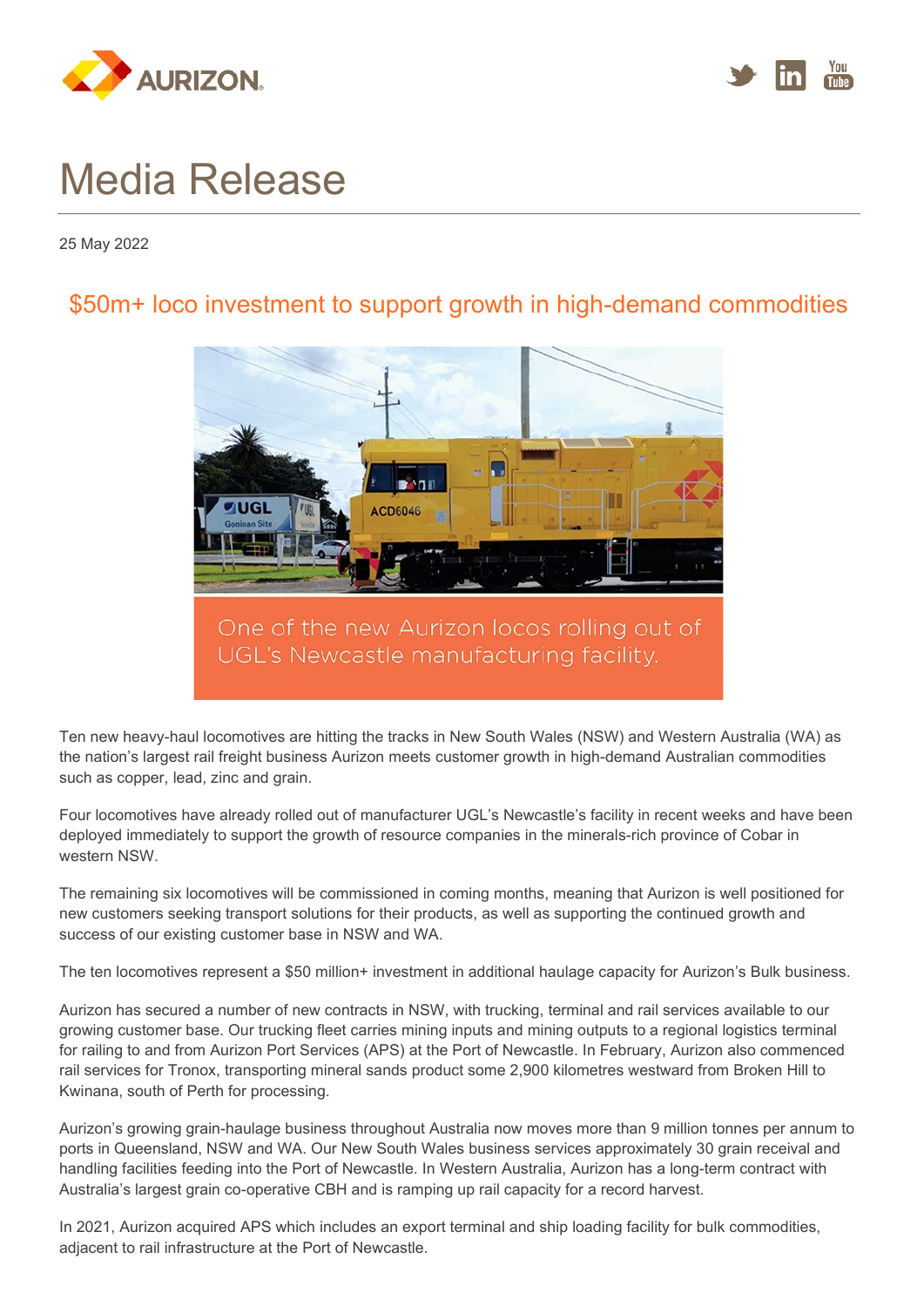# Media Release

25 May 2022

## $50m+ loco investment to support growth in high-demand commodities

One of the new Aurizon locos rolling out of UGL's Newcastle manufacturing facility.

Ten new heavy-haul locomotives are hitting the tracks in New South Wales (NSW) and Western Australia (WA) as the nation's largest rail freight business Aurizon meets customer growth in high-demand Australian commodities such as copper, lead, zinc and grain.

Four locomotives have already rolled out of manufacturer UGL's Newcastle's facility in recent weeks and have been deployed immediately to support the growth of resource companies in the minerals-rich province of Cobar in western NSW.

The remaining six locomotives will be commissioned in coming months, meaning that Aurizon is well positioned for new customers seeking transport solutions for their products, as well as supporting the continued growth and success of our existing customer base in NSW and WA.

The ten locomotives represent a $50 million+ investment in additional haulage capacity for Aurizon's Bulk business.

Aurizon has secured a number of new contracts in NSW, with trucking, terminal and rail services available to our growing customer base. Our trucking fleet carries mining inputs and mining outputs to a regional logistics terminal for railing to and from Aurizon Port Services (APS) at the Port of Newcastle. In February, Aurizon also commenced rail services for Tronox, transporting mineral sands product some 2,900 kilometres westward from Broken Hill to Kwinana, south of Perth for processing.

Aurizon's growing grain-haulage business throughout Australia now moves more than 9 million tonnes per annum to ports in Queensland, NSW and WA. Our New South Wales business services approximately 30 grain receival and handling facilities feeding into the Port of Newcastle. In Western Australia, Aurizon has a long-term contract with Australia's largest grain co-operative CBH and is ramping up rail capacity for a record harvest.

In 2021, Aurizon acquired APS which includes an export terminal and ship loading facility for bulk commodities, adjacent to rail infrastructure at the Port of Newcastle.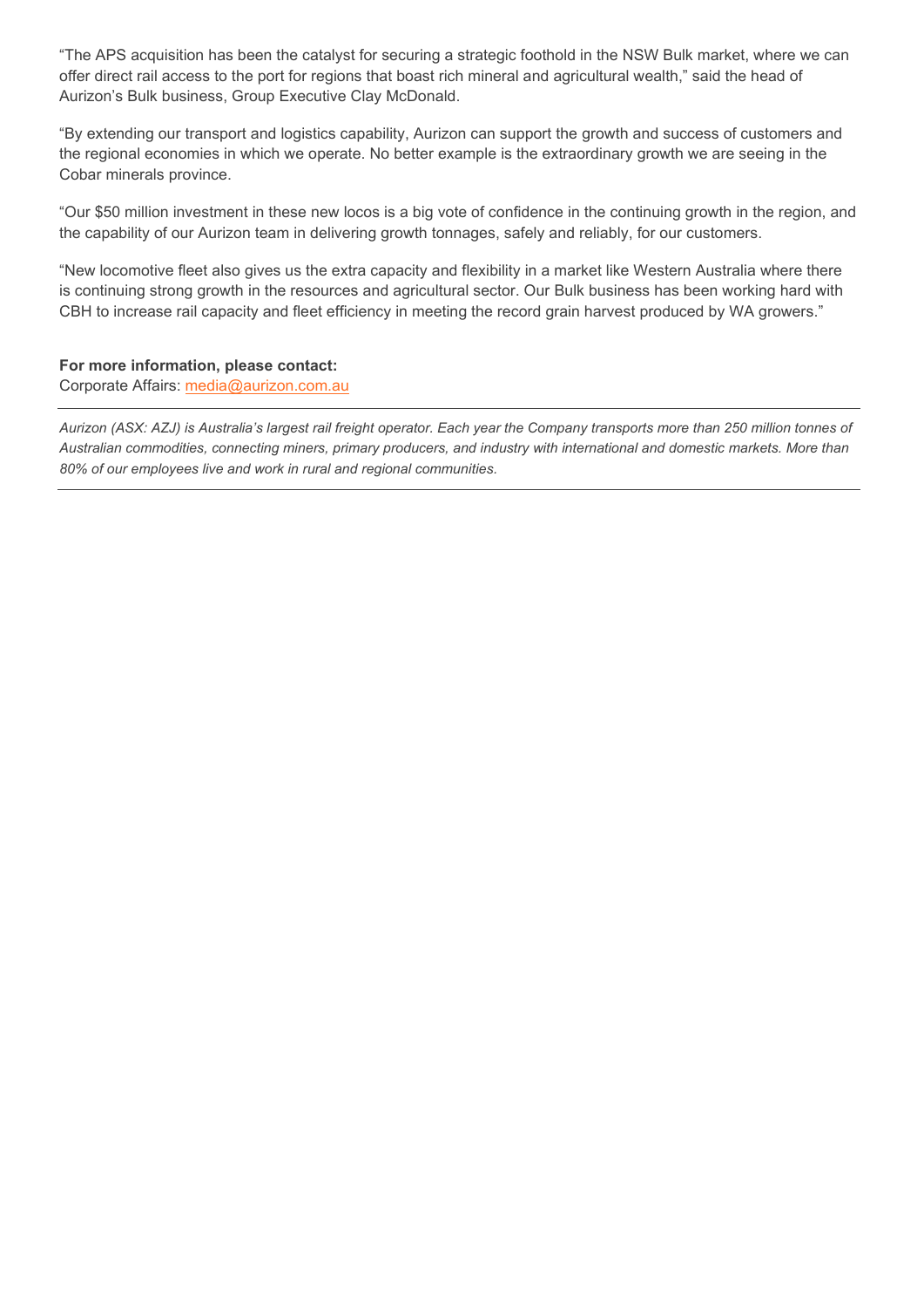"The APS acquisition has been the catalyst for securing a strategic foothold in the NSW Bulk market, where we can offer direct rail access to the port for regions that boast rich mineral and agricultural wealth," said the head of Aurizon's Bulk business, Group Executive Clay McDonald.

"By extending our transport and logistics capability, Aurizon can support the growth and success of customers and the regional economies in which we operate. No better example is the extraordinary growth we are seeing in the Cobar minerals province.

"Our $50 million investment in these new locos is a big vote of confidence in the continuing growth in the region, and the capability of our Aurizon team in delivering growth tonnages, safely and reliably, for our customers.

"New locomotive fleet also gives us the extra capacity and flexibility in a market like Western Australia where there is continuing strong growth in the resources and agricultural sector. Our Bulk business has been working hard with CBH to increase rail capacity and fleet efficiency in meeting the record grain harvest produced by WA growers."

**For more information, please contact:**
Corporate Affairs: media@aurizon.com.au

---

*Aurizon (ASX: AZJ) is Australia's largest rail freight operator. Each year the Company transports more than 250 million tonnes of Australian commodities, connecting miners, primary producers, and industry with international and domestic markets. More than 80% of our employees live and work in rural and regional communities.*

---